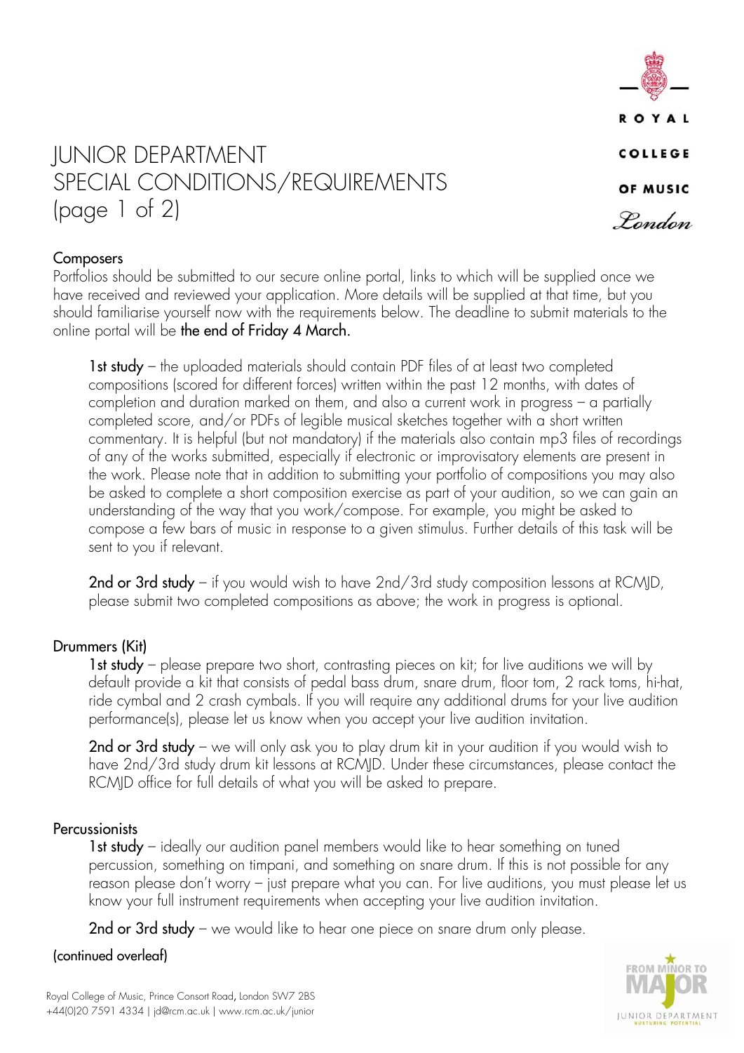# JUNIOR DEPARTMENT SPECIAL CONDITIONS/REQUIREMENTS (page 1 of 2)

## Composers

Portfolios should be submitted to our secure online portal, links to which will be supplied once we have received and reviewed your application. More details will be supplied at that time, but you should familiarise yourself now with the requirements below. The deadline to submit materials to the online portal will be **the end of Friday 4 March.**

**1st study** – the uploaded materials should contain PDF files of at least two completed compositions (scored for different forces) written within the past 12 months, with dates of completion and duration marked on them, and also a current work in progress – a partially completed score, and/or PDFs of legible musical sketches together with a short written commentary. It is helpful (but not mandatory) if the materials also contain mp3 files of recordings of any of the works submitted, especially if electronic or improvisatory elements are present in the work. Please note that in addition to submitting your portfolio of compositions you may also be asked to complete a short composition exercise as part of your audition, so we can gain an understanding of the way that you work/compose. For example, you might be asked to compose a few bars of music in response to a given stimulus. Further details of this task will be sent to you if relevant.

**2nd or 3rd study** – if you would wish to have 2nd/3rd study composition lessons at RCMJD, please submit two completed compositions as above; the work in progress is optional.

## Drummers (Kit)

**1st study** – please prepare two short, contrasting pieces on kit; for live auditions we will by default provide a kit that consists of pedal bass drum, snare drum, floor tom, 2 rack toms, hi-hat, ride cymbal and 2 crash cymbals. If you will require any additional drums for your live audition performance(s), please let us know when you accept your live audition invitation.

**2nd or 3rd study** – we will only ask you to play drum kit in your audition if you would wish to have 2nd/3rd study drum kit lessons at RCMJD. Under these circumstances, please contact the RCMJD office for full details of what you will be asked to prepare.

## Percussionists

**1st study** – ideally our audition panel members would like to hear something on tuned percussion, something on timpani, and something on snare drum. If this is not possible for any reason please don't worry – just prepare what you can. For live auditions, you must please let us know your full instrument requirements when accepting your live audition invitation.

**2nd or 3rd study** – we would like to hear one piece on snare drum only please.

(continued overleaf)

Royal College of Music, Prince Consort Road, London SW7 2BS
+44(0)20 7591 4334 | jd@rcm.ac.uk | www.rcm.ac.uk/junior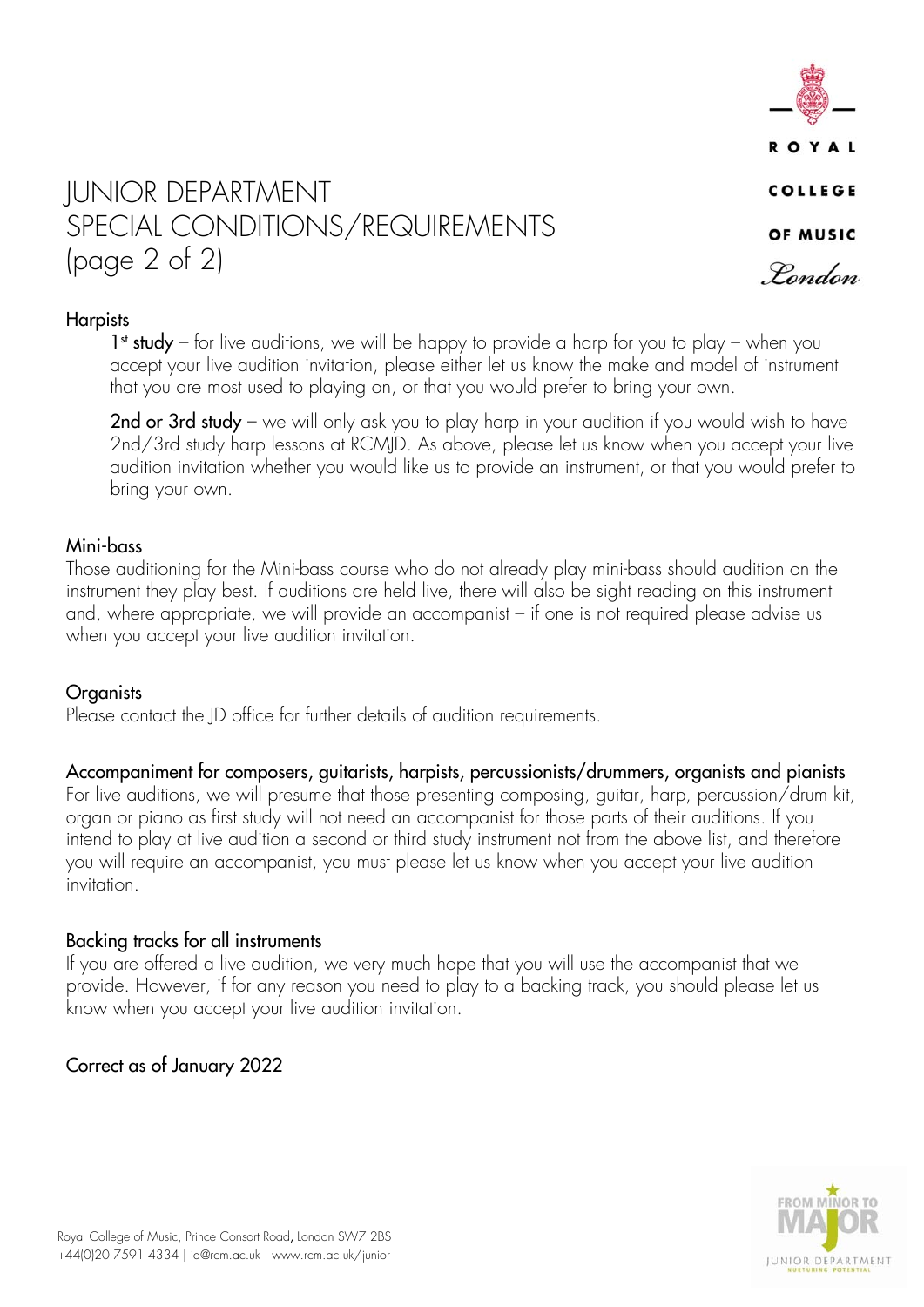# JUNIOR DEPARTMENT SPECIAL CONDITIONS/REQUIREMENTS (page 2 of 2)

## Harpists

**1st study** – for live auditions, we will be happy to provide a harp for you to play – when you accept your live audition invitation, please either let us know the make and model of instrument that you are most used to playing on, or that you would prefer to bring your own.

**2nd or 3rd study** – we will only ask you to play harp in your audition if you would wish to have 2nd/3rd study harp lessons at RCMJD. As above, please let us know when you accept your live audition invitation whether you would like us to provide an instrument, or that you would prefer to bring your own.

## Mini-bass

Those auditioning for the Mini-bass course who do not already play mini-bass should audition on the instrument they play best. If auditions are held live, there will also be sight reading on this instrument and, where appropriate, we will provide an accompanist – if one is not required please advise us when you accept your live audition invitation.

## Organists

Please contact the JD office for further details of audition requirements.

## Accompaniment for composers, guitarists, harpists, percussionists/drummers, organists and pianists

For live auditions, we will presume that those presenting composing, guitar, harp, percussion/drum kit, organ or piano as first study will not need an accompanist for those parts of their auditions. If you intend to play at live audition a second or third study instrument not from the above list, and therefore you will require an accompanist, you must please let us know when you accept your live audition invitation.

## Backing tracks for all instruments

If you are offered a live audition, we very much hope that you will use the accompanist that we provide. However, if for any reason you need to play to a backing track, you should please let us know when you accept your live audition invitation.

Correct as of January 2022

Royal College of Music, Prince Consort Road, London SW7 2BS
+44(0)20 7591 4334 | jd@rcm.ac.uk | www.rcm.ac.uk/junior